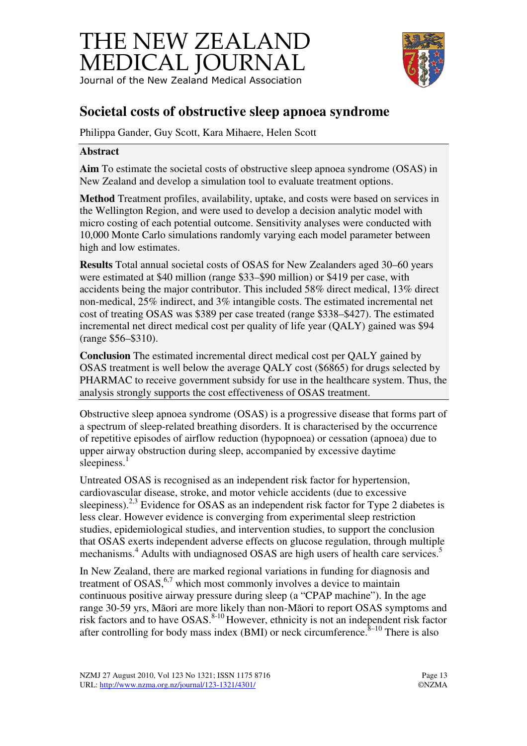# THE NEW ZEALAND MEDICAL JOURNAL

Journal of the New Zealand Medical Association

## Societal costs of obstructive sleep apnoea syndrome

Philippa Gander, Guy Scott, Kara Mihaere, Helen Scott

### Abstract

**Aim** To estimate the societal costs of obstructive sleep apnoea syndrome (OSAS) in New Zealand and develop a simulation tool to evaluate treatment options.

**Method** Treatment profiles, availability, uptake, and costs were based on services in the Wellington Region, and were used to develop a decision analytic model with micro costing of each potential outcome. Sensitivity analyses were conducted with 10,000 Monte Carlo simulations randomly varying each model parameter between high and low estimates.

**Results** Total annual societal costs of OSAS for New Zealanders aged 30–60 years were estimated at $40 million (range $33–$90 million) or $419 per case, with accidents being the major contributor. This included 58% direct medical, 13% direct non-medical, 25% indirect, and 3% intangible costs. The estimated incremental net cost of treating OSAS was $389 per case treated (range $338–$427). The estimated incremental net direct medical cost per quality of life year (QALY) gained was $94 (range $56–$310).

**Conclusion** The estimated incremental direct medical cost per QALY gained by OSAS treatment is well below the average QALY cost ($6865) for drugs selected by PHARMAC to receive government subsidy for use in the healthcare system. Thus, the analysis strongly supports the cost effectiveness of OSAS treatment.

Obstructive sleep apnoea syndrome (OSAS) is a progressive disease that forms part of a spectrum of sleep-related breathing disorders. It is characterised by the occurrence of repetitive episodes of airflow reduction (hypopnoea) or cessation (apnoea) due to upper airway obstruction during sleep, accompanied by excessive daytime sleepiness.[1]

Untreated OSAS is recognised as an independent risk factor for hypertension, cardiovascular disease, stroke, and motor vehicle accidents (due to excessive sleepiness).[2,3] Evidence for OSAS as an independent risk factor for Type 2 diabetes is less clear. However evidence is converging from experimental sleep restriction studies, epidemiological studies, and intervention studies, to support the conclusion that OSAS exerts independent adverse effects on glucose regulation, through multiple mechanisms.[4] Adults with undiagnosed OSAS are high users of health care services.[5]

In New Zealand, there are marked regional variations in funding for diagnosis and treatment of OSAS,[6,7] which most commonly involves a device to maintain continuous positive airway pressure during sleep (a "CPAP machine"). In the age range 30-59 yrs, Māori are more likely than non-Māori to report OSAS symptoms and risk factors and to have OSAS.[8-10] However, ethnicity is not an independent risk factor after controlling for body mass index (BMI) or neck circumference.[8–10] There is also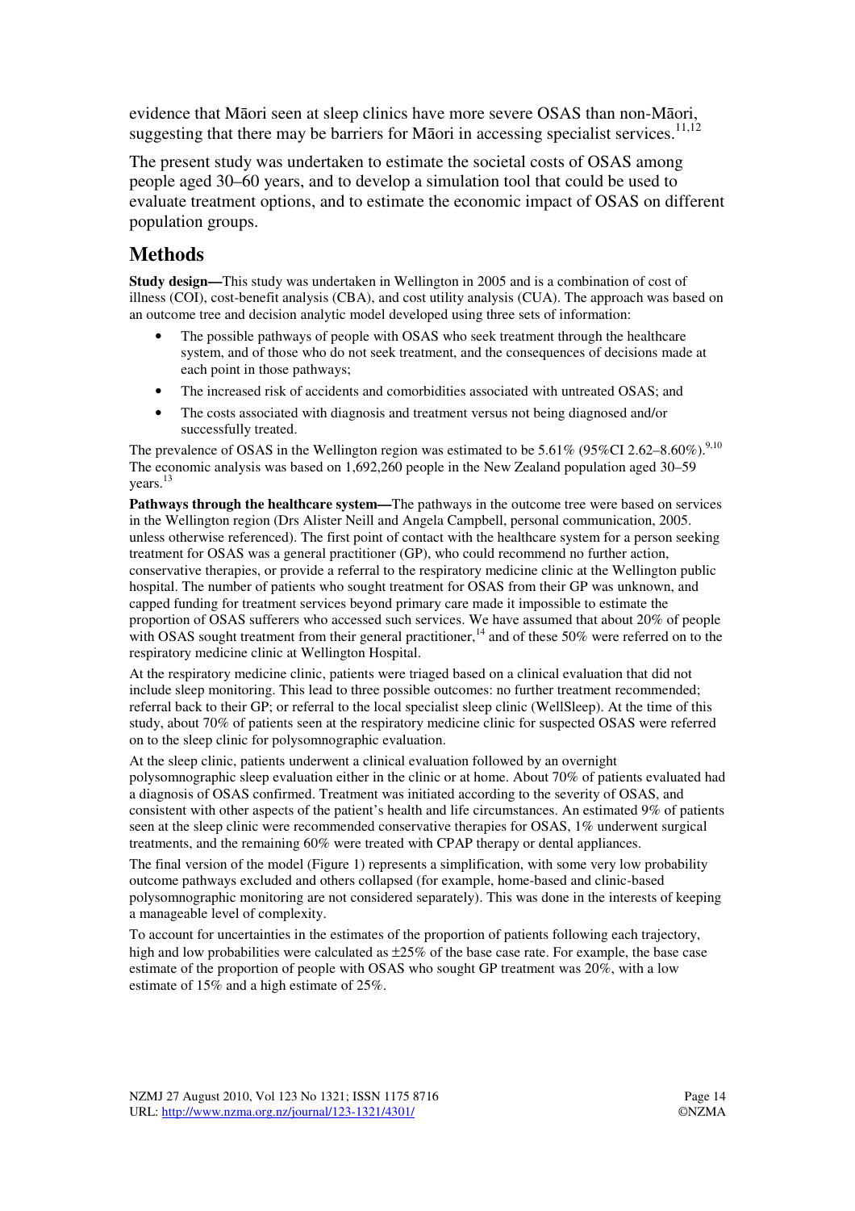evidence that Māori seen at sleep clinics have more severe OSAS than non-Māori, suggesting that there may be barriers for Māori in accessing specialist services.[11,12]

The present study was undertaken to estimate the societal costs of OSAS among people aged 30–60 years, and to develop a simulation tool that could be used to evaluate treatment options, and to estimate the economic impact of OSAS on different population groups.

## Methods

**Study design—**This study was undertaken in Wellington in 2005 and is a combination of cost of illness (COI), cost-benefit analysis (CBA), and cost utility analysis (CUA). The approach was based on an outcome tree and decision analytic model developed using three sets of information:

- The possible pathways of people with OSAS who seek treatment through the healthcare system, and of those who do not seek treatment, and the consequences of decisions made at each point in those pathways;
- The increased risk of accidents and comorbidities associated with untreated OSAS; and
- The costs associated with diagnosis and treatment versus not being diagnosed and/or successfully treated.

The prevalence of OSAS in the Wellington region was estimated to be 5.61% (95%CI 2.62–8.60%).[9,10] The economic analysis was based on 1,692,260 people in the New Zealand population aged 30–59 years.[13]

**Pathways through the healthcare system—**The pathways in the outcome tree were based on services in the Wellington region (Drs Alister Neill and Angela Campbell, personal communication, 2005. unless otherwise referenced). The first point of contact with the healthcare system for a person seeking treatment for OSAS was a general practitioner (GP), who could recommend no further action, conservative therapies, or provide a referral to the respiratory medicine clinic at the Wellington public hospital. The number of patients who sought treatment for OSAS from their GP was unknown, and capped funding for treatment services beyond primary care made it impossible to estimate the proportion of OSAS sufferers who accessed such services. We have assumed that about 20% of people with OSAS sought treatment from their general practitioner,[14] and of these 50% were referred on to the respiratory medicine clinic at Wellington Hospital.

At the respiratory medicine clinic, patients were triaged based on a clinical evaluation that did not include sleep monitoring. This lead to three possible outcomes: no further treatment recommended; referral back to their GP; or referral to the local specialist sleep clinic (WellSleep). At the time of this study, about 70% of patients seen at the respiratory medicine clinic for suspected OSAS were referred on to the sleep clinic for polysomnographic evaluation.

At the sleep clinic, patients underwent a clinical evaluation followed by an overnight polysomnographic sleep evaluation either in the clinic or at home. About 70% of patients evaluated had a diagnosis of OSAS confirmed. Treatment was initiated according to the severity of OSAS, and consistent with other aspects of the patient's health and life circumstances. An estimated 9% of patients seen at the sleep clinic were recommended conservative therapies for OSAS, 1% underwent surgical treatments, and the remaining 60% were treated with CPAP therapy or dental appliances.

The final version of the model (Figure 1) represents a simplification, with some very low probability outcome pathways excluded and others collapsed (for example, home-based and clinic-based polysomnographic monitoring are not considered separately). This was done in the interests of keeping a manageable level of complexity.

To account for uncertainties in the estimates of the proportion of patients following each trajectory, high and low probabilities were calculated as ±25% of the base case rate. For example, the base case estimate of the proportion of people with OSAS who sought GP treatment was 20%, with a low estimate of 15% and a high estimate of 25%.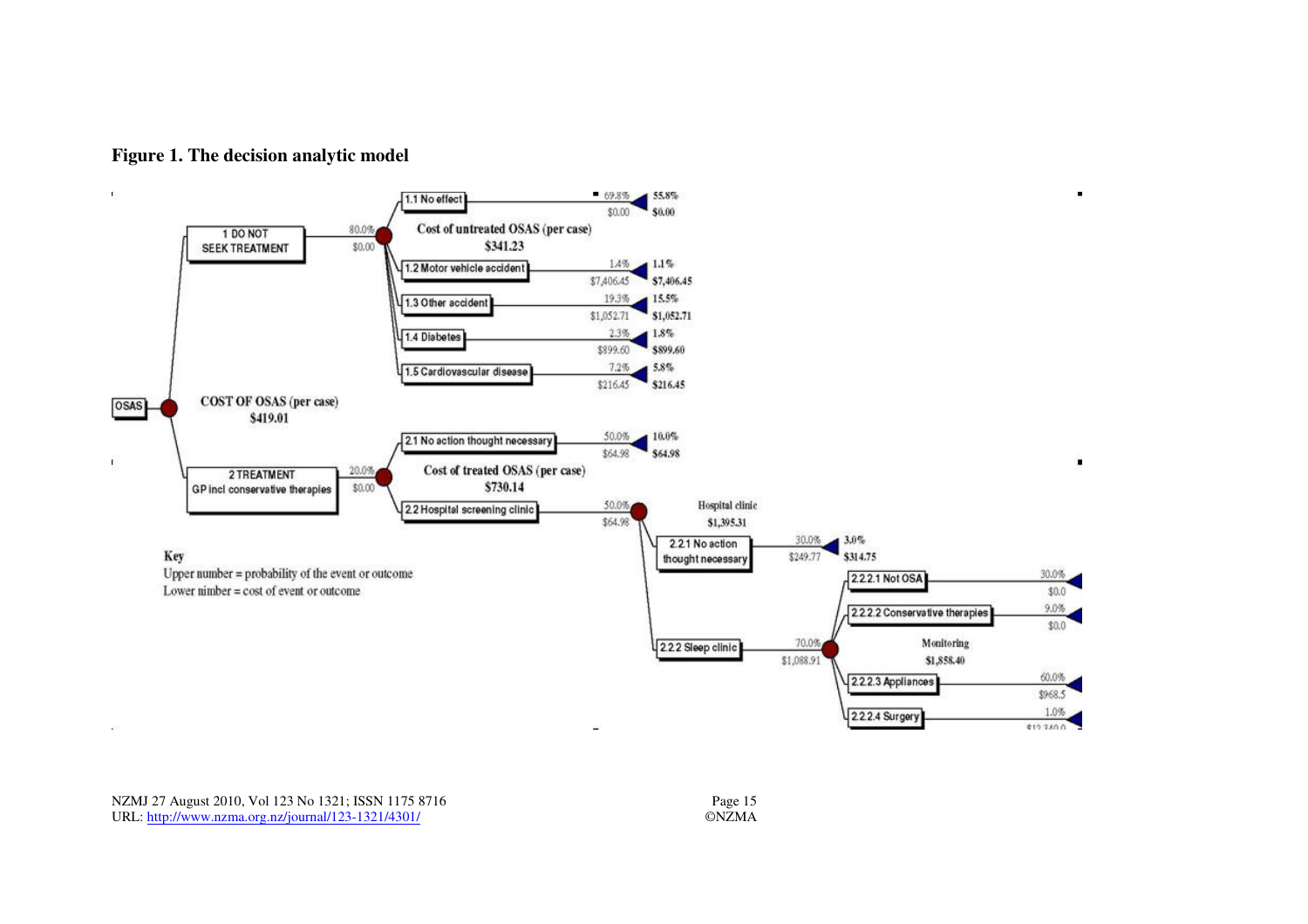**Figure 1. The decision analytic model**

- OSAS — COST OF OSAS (per case) $419.01
  - 1 DO NOT SEEK TREATMENT (80.0%, $0.00) — Cost of untreated OSAS (per case) $341.23
    - 1.1 No effect: 69.8%, $0.00 → 55.8%, $0.00
    - 1.2 Motor vehicle accident: 1.4%, $7,406.45 → 1.1%, $7,406.45
    - 1.3 Other accident: 19.3%, $1,052.71 → 15.5%, $1,052.71
    - 1.4 Diabetes: 2.3%, $899.60 → 1.8%, $899.60
    - 1.5 Cardiovascular disease: 7.2%, $216.45 → 5.8%, $216.45
  - 2 TREATMENT GP incl conservative therapies (20.0%, $0.00) — Cost of treated OSAS (per case) $730.14
    - 2.1 No action thought necessary: 50.0%, $64.98 → 10.0%, $64.98
    - 2.2 Hospital screening clinic: 50.0%, $64.98 — Hospital clinic $1,395.31
      - 2.2.1 No action thought necessary: 30.0%, $249.77 → 3.0%, $314.75
      - 2.2.2 Sleep clinic: 70.0%, $1,088.91 — Monitoring $1,858.40
        - 2.2.2.1 Not OSA: 30.0%, $0.0
        - 2.2.2.2 Conservative therapies: 9.0%, $0.0
        - 2.2.2.3 Appliances: 60.0%, $968.5
        - 2.2.2.4 Surgery: 1.0%, $12,340.0

Key
Upper number = probability of the event or outcome
Lower nimber = cost of event or outcome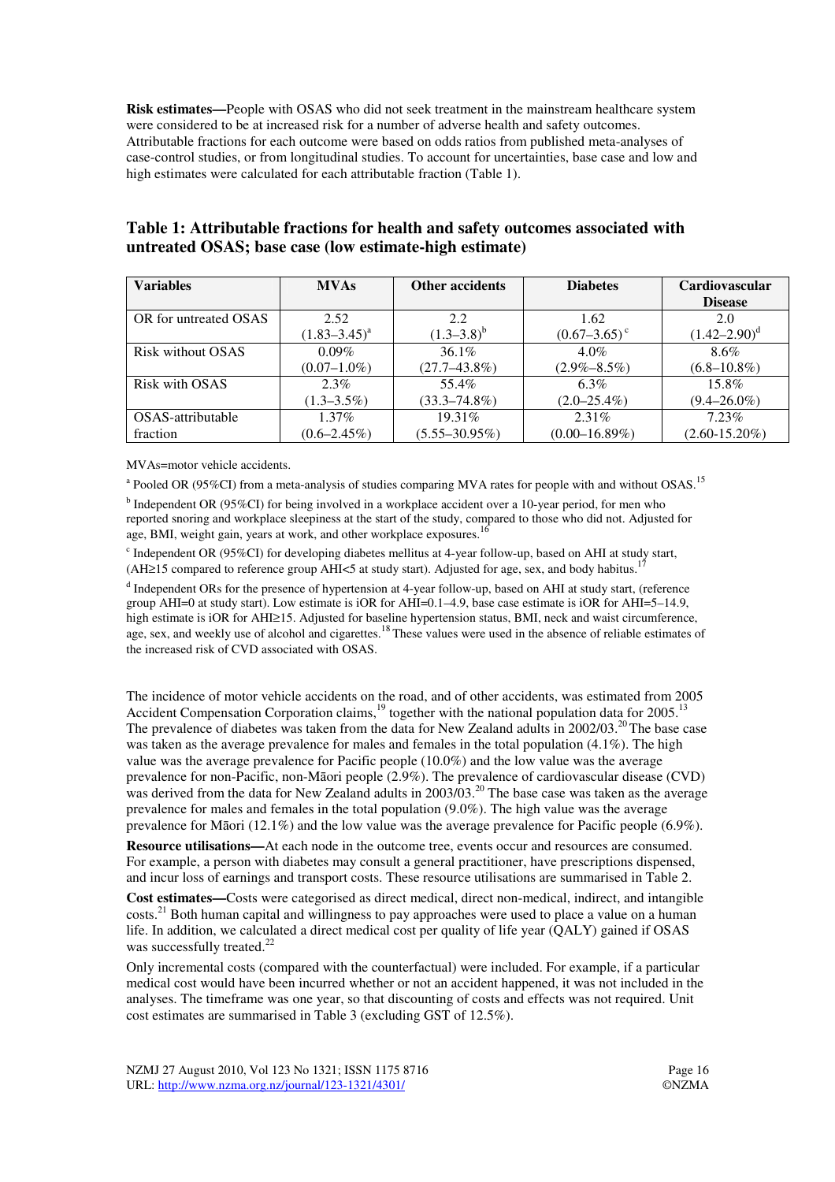**Risk estimates—**People with OSAS who did not seek treatment in the mainstream healthcare system were considered to be at increased risk for a number of adverse health and safety outcomes. Attributable fractions for each outcome were based on odds ratios from published meta-analyses of case-control studies, or from longitudinal studies. To account for uncertainties, base case and low and high estimates were calculated for each attributable fraction (Table 1).

### Table 1: Attributable fractions for health and safety outcomes associated with untreated OSAS; base case (low estimate-high estimate)

| Variables | MVAs | Other accidents | Diabetes | Cardiovascular Disease |
|---|---|---|---|---|
| OR for untreated OSAS | 2.52 (1.83–3.45)[a] | 2.2 (1.3–3.8)[b] | 1.62 (0.67–3.65)[c] | 2.0 (1.42–2.90)[d] |
| Risk without OSAS | 0.09% (0.07–1.0%) | 36.1% (27.7–43.8%) | 4.0% (2.9%–8.5%) | 8.6% (6.8–10.8%) |
| Risk with OSAS | 2.3% (1.3–3.5%) | 55.4% (33.3–74.8%) | 6.3% (2.0–25.4%) | 15.8% (9.4–26.0%) |
| OSAS-attributable fraction | 1.37% (0.6–2.45%) | 19.31% (5.55–30.95%) | 2.31% (0.00–16.89%) | 7.23% (2.60-15.20%) |

MVAs=motor vehicle accidents.

[a] Pooled OR (95%CI) from a meta-analysis of studies comparing MVA rates for people with and without OSAS.[15]

[b] Independent OR (95%CI) for being involved in a workplace accident over a 10-year period, for men who reported snoring and workplace sleepiness at the start of the study, compared to those who did not. Adjusted for age, BMI, weight gain, years at work, and other workplace exposures.[16]

[c] Independent OR (95%CI) for developing diabetes mellitus at 4-year follow-up, based on AHI at study start, (AH≥15 compared to reference group AHI<5 at study start). Adjusted for age, sex, and body habitus.[17]

[d] Independent ORs for the presence of hypertension at 4-year follow-up, based on AHI at study start, (reference group AHI=0 at study start). Low estimate is iOR for AHI=0.1–4.9, base case estimate is iOR for AHI=5–14.9, high estimate is iOR for AHI≥15. Adjusted for baseline hypertension status, BMI, neck and waist circumference, age, sex, and weekly use of alcohol and cigarettes.[18] These values were used in the absence of reliable estimates of the increased risk of CVD associated with OSAS.

The incidence of motor vehicle accidents on the road, and of other accidents, was estimated from 2005 Accident Compensation Corporation claims,[19] together with the national population data for 2005.[13] The prevalence of diabetes was taken from the data for New Zealand adults in 2002/03.[20] The base case was taken as the average prevalence for males and females in the total population (4.1%). The high value was the average prevalence for Pacific people (10.0%) and the low value was the average prevalence for non-Pacific, non-Māori people (2.9%). The prevalence of cardiovascular disease (CVD) was derived from the data for New Zealand adults in 2003/03.[20] The base case was taken as the average prevalence for males and females in the total population (9.0%). The high value was the average prevalence for Māori (12.1%) and the low value was the average prevalence for Pacific people (6.9%).

**Resource utilisations—**At each node in the outcome tree, events occur and resources are consumed. For example, a person with diabetes may consult a general practitioner, have prescriptions dispensed, and incur loss of earnings and transport costs. These resource utilisations are summarised in Table 2.

**Cost estimates—**Costs were categorised as direct medical, direct non-medical, indirect, and intangible costs.[21] Both human capital and willingness to pay approaches were used to place a value on a human life. In addition, we calculated a direct medical cost per quality of life year (QALY) gained if OSAS was successfully treated.[22]

Only incremental costs (compared with the counterfactual) were included. For example, if a particular medical cost would have been incurred whether or not an accident happened, it was not included in the analyses. The timeframe was one year, so that discounting of costs and effects was not required. Unit cost estimates are summarised in Table 3 (excluding GST of 12.5%).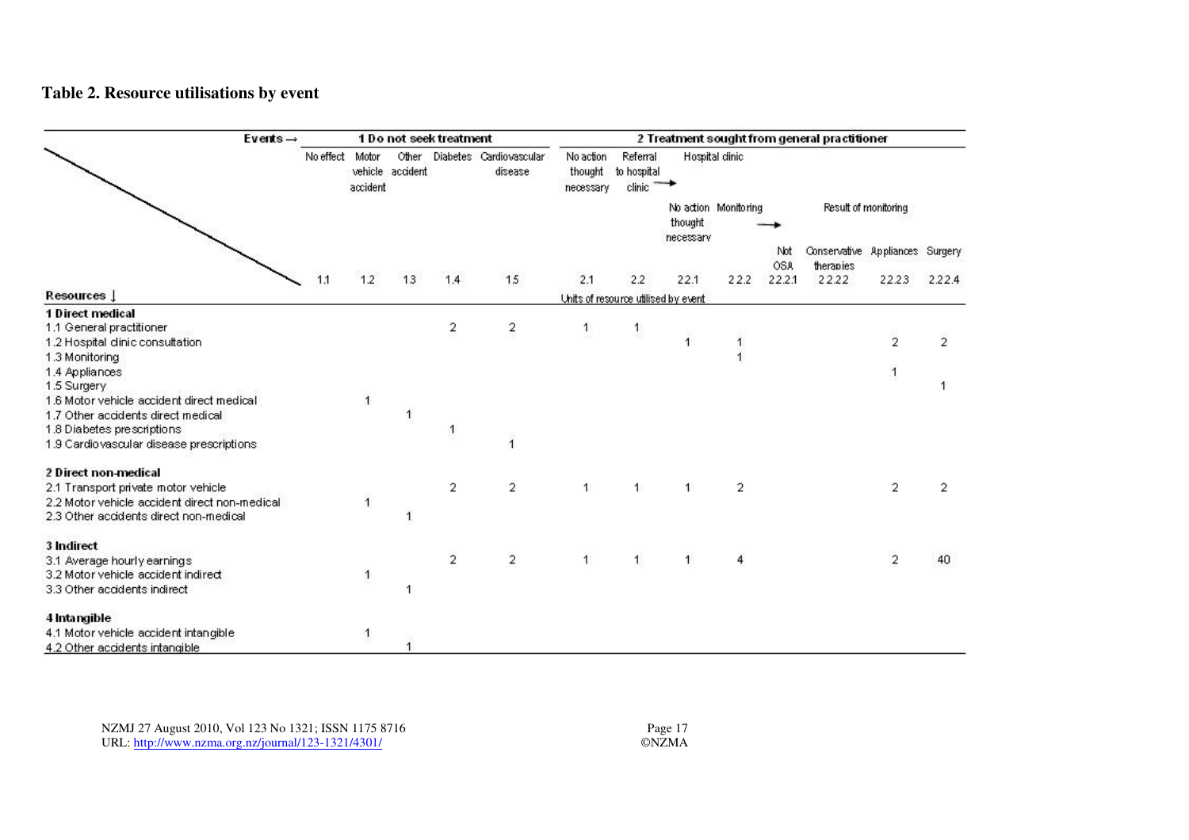**Table 2. Resource utilisations by event**

| Events → | 1 Do not seek treatment | | | | | 2 Treatment sought from general practitioner | | | | | | | |
|---|---|---|---|---|---|---|---|---|---|---|---|---|---|
| | No effect | Motor vehicle accident | Other accident | Diabetes | Cardiovascular disease | No action thought necessary | Referral to hospital clinic → | Hospital clinic | | | | | |
| | | | | | | | | No action thought necessary | Monitoring → | Result of monitoring | | | |
| | | | | | | | | | | Not OSA | Conservative therapies | Appliances | Surgery |
| Resources ↓ | 1.1 | 1.2 | 1.3 | 1.4 | 1.5 | 2.1 | 2.2 | 2.2.1 | 2.2.2 | 2.2.2.1 | 2.2.2.2 | 2.2.2.3 | 2.2.2.4 |
| | | | | | | Units of resource utilised by event | | | | | | | |
| **1 Direct medical** | | | | | | | | | | | | | |
| 1.1 General practitioner | | | | 2 | 2 | 1 | 1 | | | | | | |
| 1.2 Hospital clinic consultation | | | | | | | | 1 | 1 | | | 2 | 2 |
| 1.3 Monitoring | | | | | | | | | 1 | | | | |
| 1.4 Appliances | | | | | | | | | | | | 1 | |
| 1.5 Surgery | | | | | | | | | | | | | 1 |
| 1.6 Motor vehicle accident direct medical | | 1 | | | | | | | | | | | |
| 1.7 Other accidents direct medical | | | 1 | | | | | | | | | | |
| 1.8 Diabetes prescriptions | | | | 1 | | | | | | | | | |
| 1.9 Cardiovascular disease prescriptions | | | | | 1 | | | | | | | | |
| **2 Direct non-medical** | | | | | | | | | | | | | |
| 2.1 Transport private motor vehicle | | | | 2 | 2 | 1 | 1 | 1 | 2 | | | 2 | 2 |
| 2.2 Motor vehicle accident direct non-medical | | 1 | | | | | | | | | | | |
| 2.3 Other accidents direct non-medical | | | 1 | | | | | | | | | | |
| **3 Indirect** | | | | | | | | | | | | | |
| 3.1 Average hourly earnings | | | | 2 | 2 | 1 | 1 | 1 | 4 | | | 2 | 40 |
| 3.2 Motor vehicle accident indirect | | 1 | | | | | | | | | | | |
| 3.3 Other accidents indirect | | | 1 | | | | | | | | | | |
| **4 Intangible** | | | | | | | | | | | | | |
| 4.1 Motor vehicle accident intangible | | 1 | | | | | | | | | | | |
| 4.2 Other accidents intangible | | | 1 | | | | | | | | | | |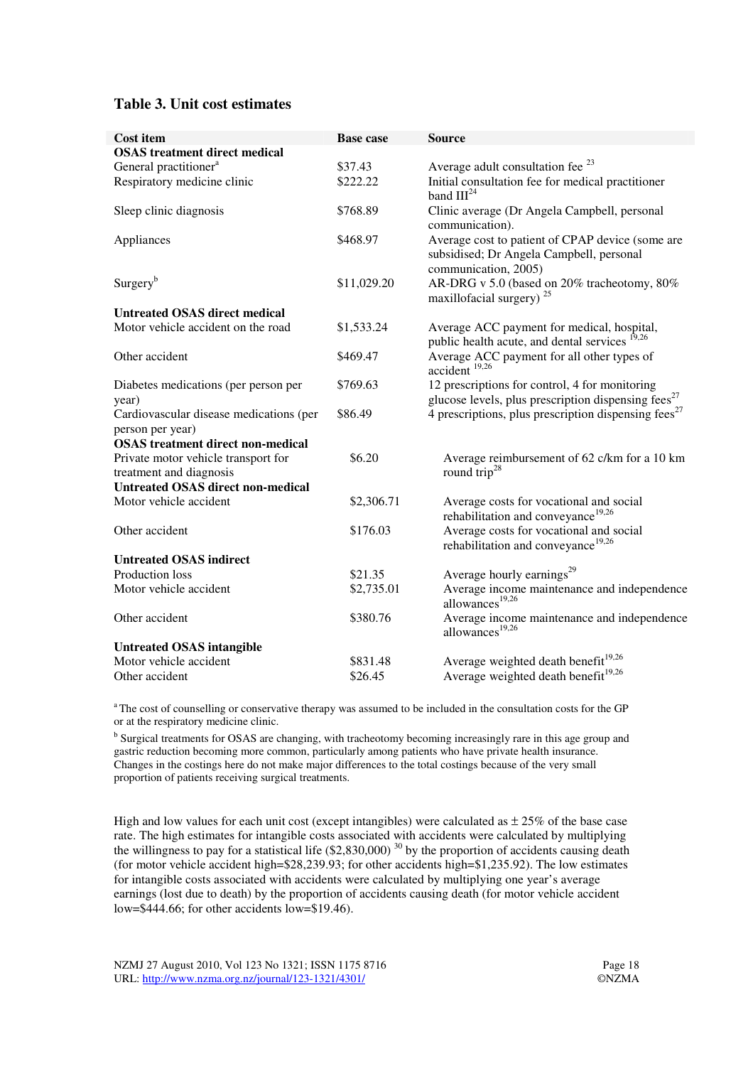### Table 3. Unit cost estimates

| Cost item | Base case | Source |
|---|---|---|
| **OSAS treatment direct medical** | | |
| General practitioner[a] | $37.43 | Average adult consultation fee [23] |
| Respiratory medicine clinic | $222.22 | Initial consultation fee for medical practitioner band III[24] |
| Sleep clinic diagnosis | $768.89 | Clinic average (Dr Angela Campbell, personal communication). |
| Appliances | $468.97 | Average cost to patient of CPAP device (some are subsidised; Dr Angela Campbell, personal communication, 2005) |
| Surgery[b] | $11,029.20 | AR-DRG v 5.0 (based on 20% tracheotomy, 80% maxillofacial surgery) [25] |
| **Untreated OSAS direct medical** | | |
| Motor vehicle accident on the road | $1,533.24 | Average ACC payment for medical, hospital, public health acute, and dental services [19,26] |
| Other accident | $469.47 | Average ACC payment for all other types of accident [19,26] |
| Diabetes medications (per person per year) | $769.63 | 12 prescriptions for control, 4 for monitoring glucose levels, plus prescription dispensing fees[27] |
| Cardiovascular disease medications (per person per year) | $86.49 | 4 prescriptions, plus prescription dispensing fees[27] |
| **OSAS treatment direct non-medical** | | |
| Private motor vehicle transport for treatment and diagnosis | $6.20 | Average reimbursement of 62 c/km for a 10 km round trip[28] |
| **Untreated OSAS direct non-medical** | | |
| Motor vehicle accident | $2,306.71 | Average costs for vocational and social rehabilitation and conveyance[19,26] |
| Other accident | $176.03 | Average costs for vocational and social rehabilitation and conveyance[19,26] |
| **Untreated OSAS indirect** | | |
| Production loss | $21.35 | Average hourly earnings[29] |
| Motor vehicle accident | $2,735.01 | Average income maintenance and independence allowances[19,26] |
| Other accident | $380.76 | Average income maintenance and independence allowances[19,26] |
| **Untreated OSAS intangible** | | |
| Motor vehicle accident | $831.48 | Average weighted death benefit[19,26] |
| Other accident | $26.45 | Average weighted death benefit[19,26] |

[a] The cost of counselling or conservative therapy was assumed to be included in the consultation costs for the GP or at the respiratory medicine clinic.

[b] Surgical treatments for OSAS are changing, with tracheotomy becoming increasingly rare in this age group and gastric reduction becoming more common, particularly among patients who have private health insurance. Changes in the costings here do not make major differences to the total costings because of the very small proportion of patients receiving surgical treatments.

High and low values for each unit cost (except intangibles) were calculated as ± 25% of the base case rate. The high estimates for intangible costs associated with accidents were calculated by multiplying the willingness to pay for a statistical life ($2,830,000) [30] by the proportion of accidents causing death (for motor vehicle accident high=$28,239.93; for other accidents high=$1,235.92). The low estimates for intangible costs associated with accidents were calculated by multiplying one year's average earnings (lost due to death) by the proportion of accidents causing death (for motor vehicle accident low=$444.66; for other accidents low=$19.46).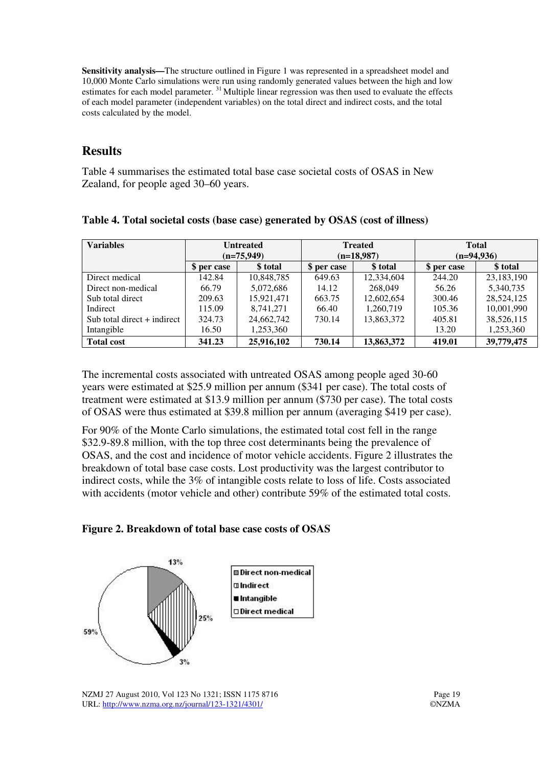**Sensitivity analysis—**The structure outlined in Figure 1 was represented in a spreadsheet model and 10,000 Monte Carlo simulations were run using randomly generated values between the high and low estimates for each model parameter. [31] Multiple linear regression was then used to evaluate the effects of each model parameter (independent variables) on the total direct and indirect costs, and the total costs calculated by the model.

## Results

Table 4 summarises the estimated total base case societal costs of OSAS in New Zealand, for people aged 30–60 years.

**Table 4. Total societal costs (base case) generated by OSAS (cost of illness)**

| Variables | Untreated (n=75,949) | | Treated (n=18,987) | | Total (n=94,936) | |
|---|---|---|---|---|---|---|
| | $ per case | $ total | $ per case | $ total | $ per case | $ total |
| Direct medical | 142.84 | 10,848,785 | 649.63 | 12,334,604 | 244.20 | 23,183,190 |
| Direct non-medical | 66.79 | 5,072,686 | 14.12 | 268,049 | 56.26 | 5,340,735 |
| Sub total direct | 209.63 | 15,921,471 | 663.75 | 12,602,654 | 300.46 | 28,524,125 |
| Indirect | 115.09 | 8,741,271 | 66.40 | 1,260,719 | 105.36 | 10,001,990 |
| Sub total direct + indirect | 324.73 | 24,662,742 | 730.14 | 13,863,372 | 405.81 | 38,526,115 |
| Intangible | 16.50 | 1,253,360 | | | 13.20 | 1,253,360 |
| **Total cost** | **341.23** | **25,916,102** | **730.14** | **13,863,372** | **419.01** | **39,779,475** |

The incremental costs associated with untreated OSAS among people aged 30-60 years were estimated at $25.9 million per annum ($341 per case). The total costs of treatment were estimated at $13.9 million per annum ($730 per case). The total costs of OSAS were thus estimated at $39.8 million per annum (averaging $419 per case).

For 90% of the Monte Carlo simulations, the estimated total cost fell in the range $32.9-89.8 million, with the top three cost determinants being the prevalence of OSAS, and the cost and incidence of motor vehicle accidents. Figure 2 illustrates the breakdown of total base case costs. Lost productivity was the largest contributor to indirect costs, while the 3% of intangible costs relate to loss of life. Costs associated with accidents (motor vehicle and other) contribute 59% of the estimated total costs.

**Figure 2. Breakdown of total base case costs of OSAS**

13%, 25%, 3%, 59%

Direct non-medical, Indirect, Intangible, Direct medical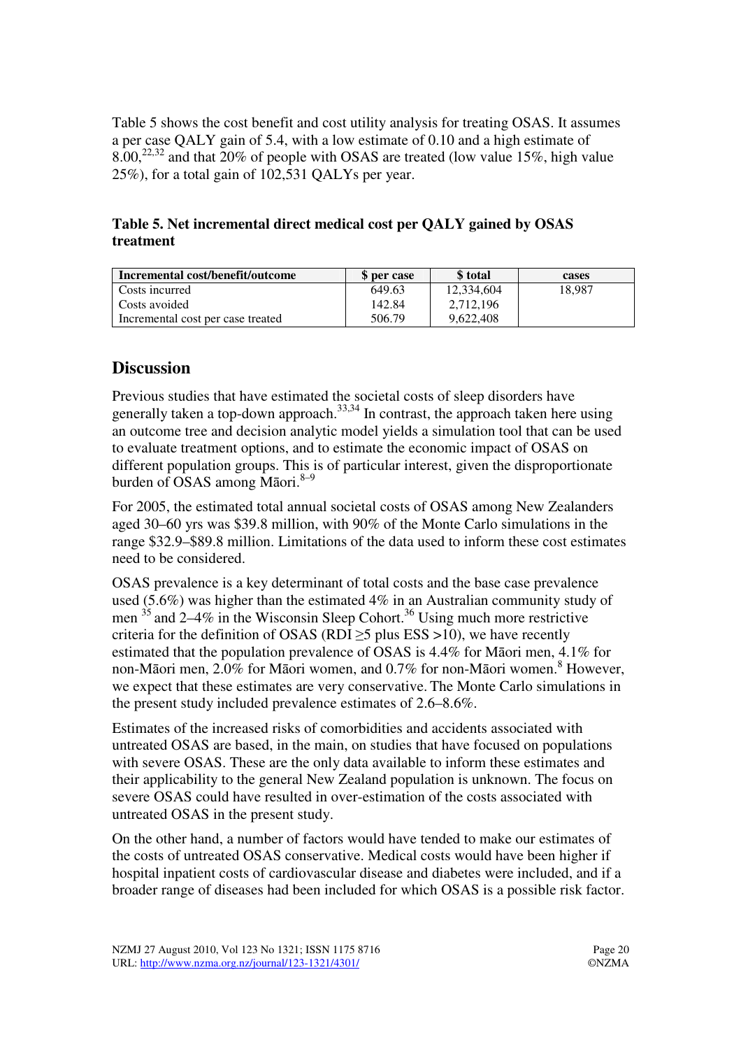Table 5 shows the cost benefit and cost utility analysis for treating OSAS. It assumes a per case QALY gain of 5.4, with a low estimate of 0.10 and a high estimate of 8.00,[22,32] and that 20% of people with OSAS are treated (low value 15%, high value 25%), for a total gain of 102,531 QALYs per year.

**Table 5. Net incremental direct medical cost per QALY gained by OSAS treatment**

| Incremental cost/benefit/outcome | $ per case | $ total | cases |
|---|---|---|---|
| Costs incurred | 649.63 | 12,334,604 | 18,987 |
| Costs avoided | 142.84 | 2,712,196 | |
| Incremental cost per case treated | 506.79 | 9,622,408 | |

## Discussion

Previous studies that have estimated the societal costs of sleep disorders have generally taken a top-down approach.[33,34] In contrast, the approach taken here using an outcome tree and decision analytic model yields a simulation tool that can be used to evaluate treatment options, and to estimate the economic impact of OSAS on different population groups. This is of particular interest, given the disproportionate burden of OSAS among Māori.[8–9]

For 2005, the estimated total annual societal costs of OSAS among New Zealanders aged 30–60 yrs was $39.8 million, with 90% of the Monte Carlo simulations in the range $32.9–$89.8 million. Limitations of the data used to inform these cost estimates need to be considered.

OSAS prevalence is a key determinant of total costs and the base case prevalence used (5.6%) was higher than the estimated 4% in an Australian community study of men [35] and 2–4% in the Wisconsin Sleep Cohort.[36] Using much more restrictive criteria for the definition of OSAS (RDI ≥5 plus ESS >10), we have recently estimated that the population prevalence of OSAS is 4.4% for Māori men, 4.1% for non-Māori men, 2.0% for Māori women, and 0.7% for non-Māori women.[8] However, we expect that these estimates are very conservative. The Monte Carlo simulations in the present study included prevalence estimates of 2.6–8.6%.

Estimates of the increased risks of comorbidities and accidents associated with untreated OSAS are based, in the main, on studies that have focused on populations with severe OSAS. These are the only data available to inform these estimates and their applicability to the general New Zealand population is unknown. The focus on severe OSAS could have resulted in over-estimation of the costs associated with untreated OSAS in the present study.

On the other hand, a number of factors would have tended to make our estimates of the costs of untreated OSAS conservative. Medical costs would have been higher if hospital inpatient costs of cardiovascular disease and diabetes were included, and if a broader range of diseases had been included for which OSAS is a possible risk factor.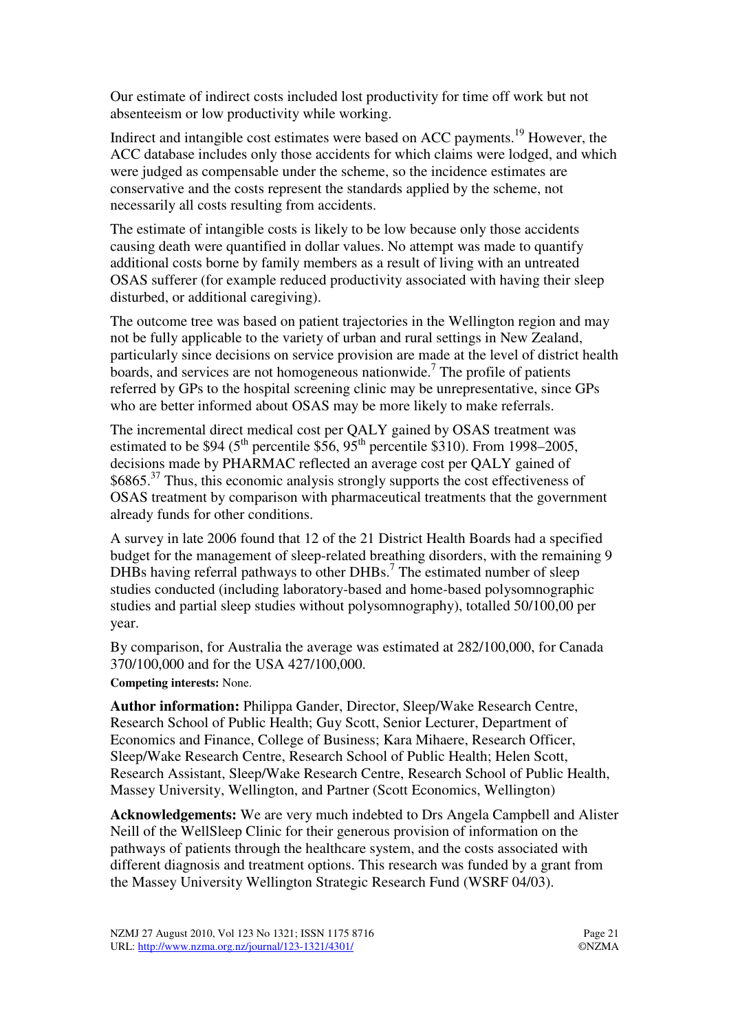Our estimate of indirect costs included lost productivity for time off work but not absenteeism or low productivity while working.

Indirect and intangible cost estimates were based on ACC payments.[19] However, the ACC database includes only those accidents for which claims were lodged, and which were judged as compensable under the scheme, so the incidence estimates are conservative and the costs represent the standards applied by the scheme, not necessarily all costs resulting from accidents.

The estimate of intangible costs is likely to be low because only those accidents causing death were quantified in dollar values. No attempt was made to quantify additional costs borne by family members as a result of living with an untreated OSAS sufferer (for example reduced productivity associated with having their sleep disturbed, or additional caregiving).

The outcome tree was based on patient trajectories in the Wellington region and may not be fully applicable to the variety of urban and rural settings in New Zealand, particularly since decisions on service provision are made at the level of district health boards, and services are not homogeneous nationwide.[7] The profile of patients referred by GPs to the hospital screening clinic may be unrepresentative, since GPs who are better informed about OSAS may be more likely to make referrals.

The incremental direct medical cost per QALY gained by OSAS treatment was estimated to be \$94 ($5^{th}$ percentile \$56, $95^{th}$ percentile \$310). From 1998–2005, decisions made by PHARMAC reflected an average cost per QALY gained of \$6865.[37] Thus, this economic analysis strongly supports the cost effectiveness of OSAS treatment by comparison with pharmaceutical treatments that the government already funds for other conditions.

A survey in late 2006 found that 12 of the 21 District Health Boards had a specified budget for the management of sleep-related breathing disorders, with the remaining 9 DHBs having referral pathways to other DHBs.[7] The estimated number of sleep studies conducted (including laboratory-based and home-based polysomnographic studies and partial sleep studies without polysomnography), totalled 50/100,00 per year.

By comparison, for Australia the average was estimated at 282/100,000, for Canada 370/100,000 and for the USA 427/100,000.

**Competing interests:** None.

**Author information:** Philippa Gander, Director, Sleep/Wake Research Centre, Research School of Public Health; Guy Scott, Senior Lecturer, Department of Economics and Finance, College of Business; Kara Mihaere, Research Officer, Sleep/Wake Research Centre, Research School of Public Health; Helen Scott, Research Assistant, Sleep/Wake Research Centre, Research School of Public Health, Massey University, Wellington, and Partner (Scott Economics, Wellington)

**Acknowledgements:** We are very much indebted to Drs Angela Campbell and Alister Neill of the WellSleep Clinic for their generous provision of information on the pathways of patients through the healthcare system, and the costs associated with different diagnosis and treatment options. This research was funded by a grant from the Massey University Wellington Strategic Research Fund (WSRF 04/03).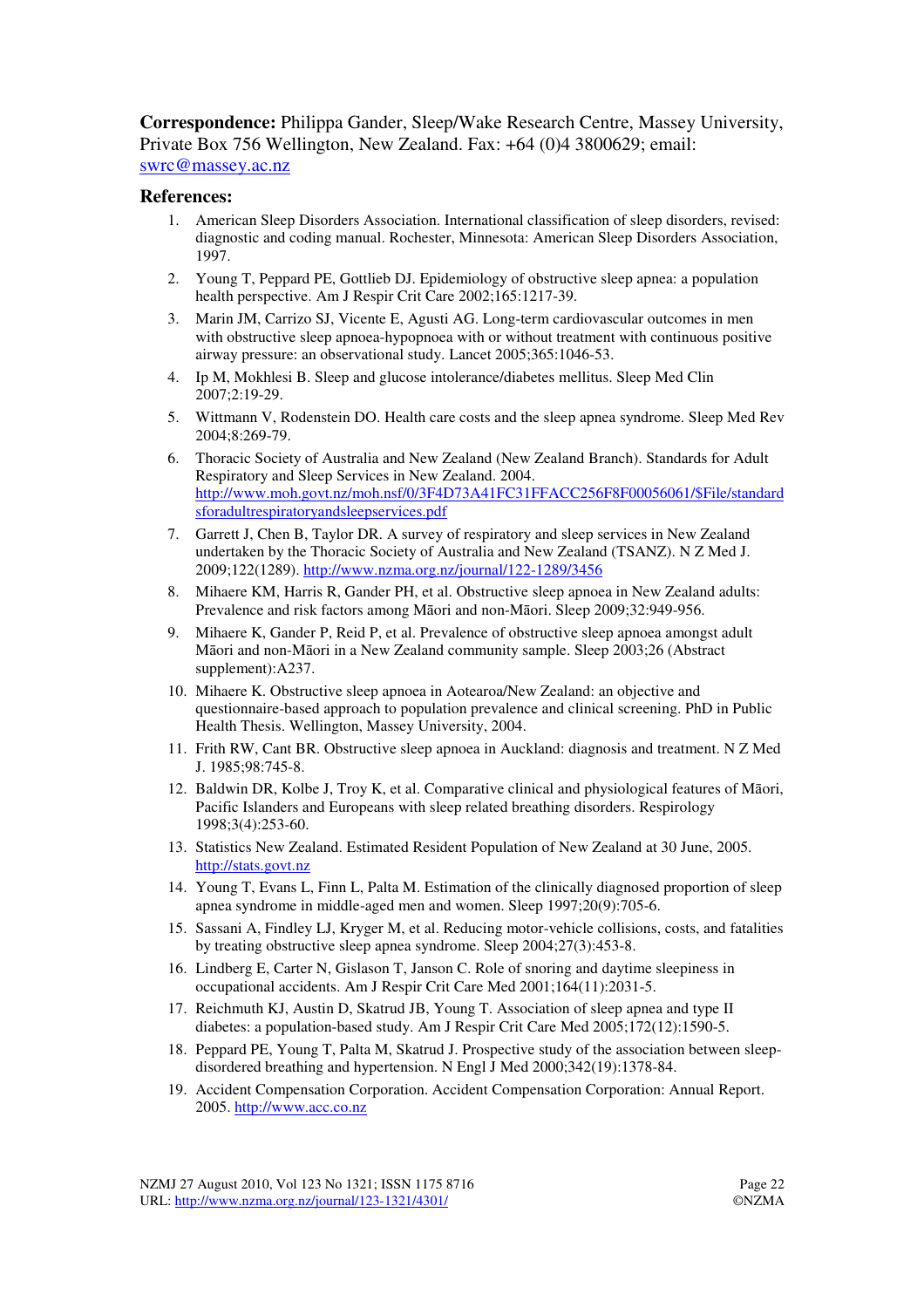**Correspondence:** Philippa Gander, Sleep/Wake Research Centre, Massey University, Private Box 756 Wellington, New Zealand. Fax: +64 (0)4 3800629; email: swrc@massey.ac.nz

## References:

1. American Sleep Disorders Association. International classification of sleep disorders, revised: diagnostic and coding manual. Rochester, Minnesota: American Sleep Disorders Association, 1997.
2. Young T, Peppard PE, Gottlieb DJ. Epidemiology of obstructive sleep apnea: a population health perspective. Am J Respir Crit Care 2002;165:1217-39.
3. Marin JM, Carrizo SJ, Vicente E, Agusti AG. Long-term cardiovascular outcomes in men with obstructive sleep apnoea-hypopnoea with or without treatment with continuous positive airway pressure: an observational study. Lancet 2005;365:1046-53.
4. Ip M, Mokhlesi B. Sleep and glucose intolerance/diabetes mellitus. Sleep Med Clin 2007;2:19-29.
5. Wittmann V, Rodenstein DO. Health care costs and the sleep apnea syndrome. Sleep Med Rev 2004;8:269-79.
6. Thoracic Society of Australia and New Zealand (New Zealand Branch). Standards for Adult Respiratory and Sleep Services in New Zealand. 2004. http://www.moh.govt.nz/moh.nsf/0/3F4D73A41FC31FFACC256F8F00056061/$File/standardsforadultrespiratoryandsleepservices.pdf
7. Garrett J, Chen B, Taylor DR. A survey of respiratory and sleep services in New Zealand undertaken by the Thoracic Society of Australia and New Zealand (TSANZ). N Z Med J. 2009;122(1289). http://www.nzma.org.nz/journal/122-1289/3456
8. Mihaere KM, Harris R, Gander PH, et al. Obstructive sleep apnoea in New Zealand adults: Prevalence and risk factors among Māori and non-Māori. Sleep 2009;32:949-956.
9. Mihaere K, Gander P, Reid P, et al. Prevalence of obstructive sleep apnoea amongst adult Māori and non-Māori in a New Zealand community sample. Sleep 2003;26 (Abstract supplement):A237.
10. Mihaere K. Obstructive sleep apnoea in Aotearoa/New Zealand: an objective and questionnaire-based approach to population prevalence and clinical screening. PhD in Public Health Thesis. Wellington, Massey University, 2004.
11. Frith RW, Cant BR. Obstructive sleep apnoea in Auckland: diagnosis and treatment. N Z Med J. 1985;98:745-8.
12. Baldwin DR, Kolbe J, Troy K, et al. Comparative clinical and physiological features of Māori, Pacific Islanders and Europeans with sleep related breathing disorders. Respirology 1998;3(4):253-60.
13. Statistics New Zealand. Estimated Resident Population of New Zealand at 30 June, 2005. http://stats.govt.nz
14. Young T, Evans L, Finn L, Palta M. Estimation of the clinically diagnosed proportion of sleep apnea syndrome in middle-aged men and women. Sleep 1997;20(9):705-6.
15. Sassani A, Findley LJ, Kryger M, et al. Reducing motor-vehicle collisions, costs, and fatalities by treating obstructive sleep apnea syndrome. Sleep 2004;27(3):453-8.
16. Lindberg E, Carter N, Gislason T, Janson C. Role of snoring and daytime sleepiness in occupational accidents. Am J Respir Crit Care Med 2001;164(11):2031-5.
17. Reichmuth KJ, Austin D, Skatrud JB, Young T. Association of sleep apnea and type II diabetes: a population-based study. Am J Respir Crit Care Med 2005;172(12):1590-5.
18. Peppard PE, Young T, Palta M, Skatrud J. Prospective study of the association between sleep-disordered breathing and hypertension. N Engl J Med 2000;342(19):1378-84.
19. Accident Compensation Corporation. Accident Compensation Corporation: Annual Report. 2005. http://www.acc.co.nz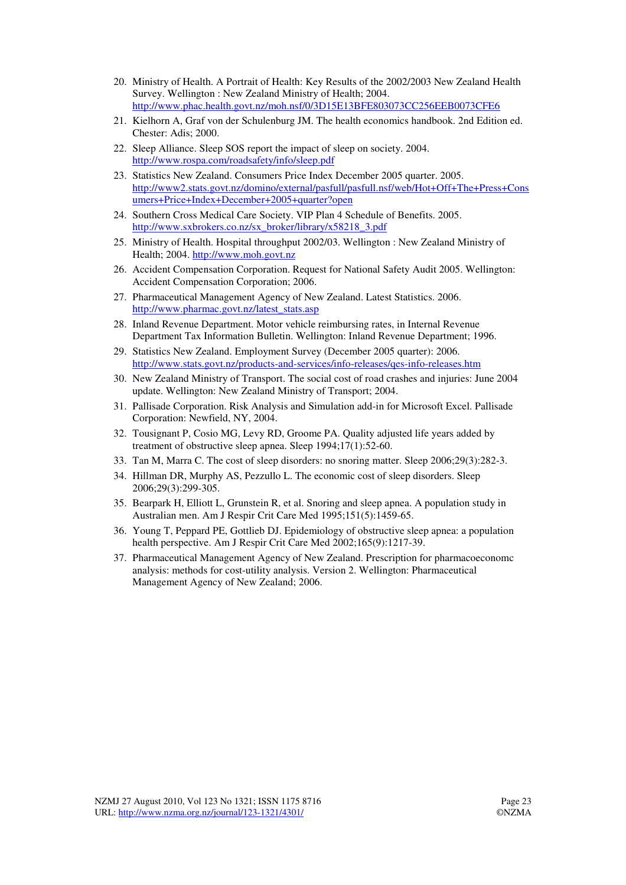20. Ministry of Health. A Portrait of Health: Key Results of the 2002/2003 New Zealand Health Survey. Wellington : New Zealand Ministry of Health; 2004. http://www.phac.health.govt.nz/moh.nsf/0/3D15E13BFE803073CC256EEB0073CFE6
21. Kielhorn A, Graf von der Schulenburg JM. The health economics handbook. 2nd Edition ed. Chester: Adis; 2000.
22. Sleep Alliance. Sleep SOS report the impact of sleep on society. 2004. http://www.rospa.com/roadsafety/info/sleep.pdf
23. Statistics New Zealand. Consumers Price Index December 2005 quarter. 2005. http://www2.stats.govt.nz/domino/external/pasfull/pasfull.nsf/web/Hot+Off+The+Press+Consumers+Price+Index+December+2005+quarter?open
24. Southern Cross Medical Care Society. VIP Plan 4 Schedule of Benefits. 2005. http://www.sxbrokers.co.nz/sx_broker/library/x58218_3.pdf
25. Ministry of Health. Hospital throughput 2002/03. Wellington : New Zealand Ministry of Health; 2004. http://www.moh.govt.nz
26. Accident Compensation Corporation. Request for National Safety Audit 2005. Wellington: Accident Compensation Corporation; 2006.
27. Pharmaceutical Management Agency of New Zealand. Latest Statistics. 2006. http://www.pharmac.govt.nz/latest_stats.asp
28. Inland Revenue Department. Motor vehicle reimbursing rates, in Internal Revenue Department Tax Information Bulletin. Wellington: Inland Revenue Department; 1996.
29. Statistics New Zealand. Employment Survey (December 2005 quarter): 2006. http://www.stats.govt.nz/products-and-services/info-releases/qes-info-releases.htm
30. New Zealand Ministry of Transport. The social cost of road crashes and injuries: June 2004 update. Wellington: New Zealand Ministry of Transport; 2004.
31. Pallisade Corporation. Risk Analysis and Simulation add-in for Microsoft Excel. Pallisade Corporation: Newfield, NY, 2004.
32. Tousignant P, Cosio MG, Levy RD, Groome PA. Quality adjusted life years added by treatment of obstructive sleep apnea. Sleep 1994;17(1):52-60.
33. Tan M, Marra C. The cost of sleep disorders: no snoring matter. Sleep 2006;29(3):282-3.
34. Hillman DR, Murphy AS, Pezzullo L. The economic cost of sleep disorders. Sleep 2006;29(3):299-305.
35. Bearpark H, Elliott L, Grunstein R, et al. Snoring and sleep apnea. A population study in Australian men. Am J Respir Crit Care Med 1995;151(5):1459-65.
36. Young T, Peppard PE, Gottlieb DJ. Epidemiology of obstructive sleep apnea: a population health perspective. Am J Respir Crit Care Med 2002;165(9):1217-39.
37. Pharmaceutical Management Agency of New Zealand. Prescription for pharmacoeconomc analysis: methods for cost-utility analysis. Version 2. Wellington: Pharmaceutical Management Agency of New Zealand; 2006.